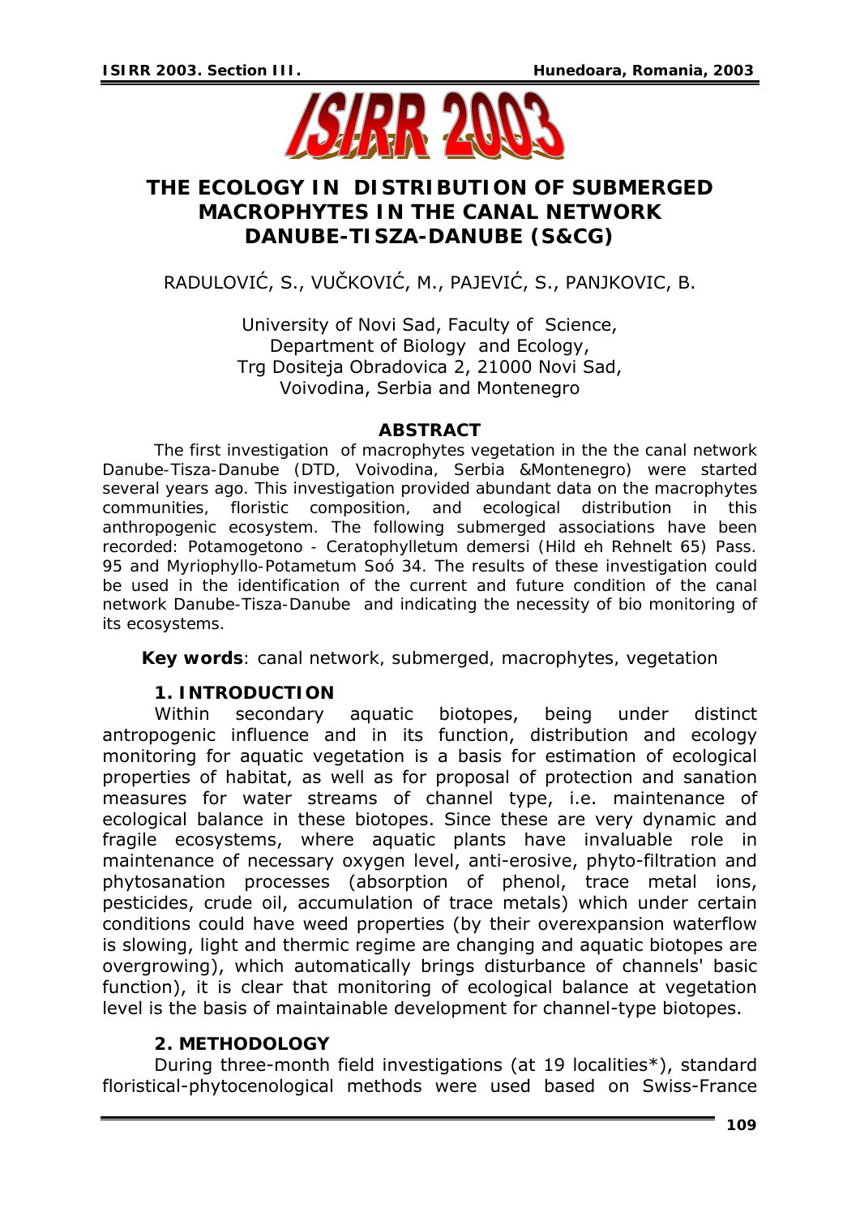# THE ECOLOGY IN DISTRIBUTION OF SUBMERGED MACROPHYTES IN THE CANAL NETWORK DANUBE-TISZA-DANUBE (S&CG)

RADULOVIĆ, S., VUČKOVIĆ, M., PAJEVIĆ, S., PANJKOVIC, B.

University of Novi Sad, Faculty of Science,
Department of Biology and Ecology,
Trg Dositeja Obradovica 2, 21000 Novi Sad,
Voivodina, Serbia and Montenegro

## ABSTRACT

The first investigation of macrophytes vegetation in the the canal network Danube-Tisza-Danube (DTD, Voivodina, Serbia &Montenegro) were started several years ago. This investigation provided abundant data on the macrophytes communities, floristic composition, and ecological distribution in this anthropogenic ecosystem. The following submerged associations have been recorded: *Potamogetono - Ceratophylletum demersi* (Hild eh Rehnelt 65) Pass. 95 and *Myriophyllo-Potametum* Soó 34. The results of these investigation could be used in the identification of the current and future condition of the canal network Danube-Tisza-Danube and indicating the necessity of bio monitoring of its ecosystems.

**Key words**: canal network, submerged, macrophytes, vegetation

## 1. INTRODUCTION

Within secondary aquatic biotopes, being under distinct antropogenic influence and in its function, distribution and ecology monitoring for aquatic vegetation is a basis for estimation of ecological properties of habitat, as well as for proposal of protection and sanation measures for water streams of channel type, i.e. maintenance of ecological balance in these biotopes. Since these are very dynamic and fragile ecosystems, where aquatic plants have invaluable role in maintenance of necessary oxygen level, anti-erosive, phyto-filtration and phytosanation processes (absorption of phenol, trace metal ions, pesticides, crude oil, accumulation of trace metals) which under certain conditions could have weed properties (by their overexpansion waterflow is slowing, light and thermic regime are changing and aquatic biotopes are overgrowing), which automatically brings disturbance of channels' basic function), it is clear that monitoring of ecological balance at vegetation level is the basis of maintainable development for channel-type biotopes.

## 2. METHODOLOGY

During three-month field investigations (at 19 localities*), standard floristical-phytocenological methods were used based on Swiss-France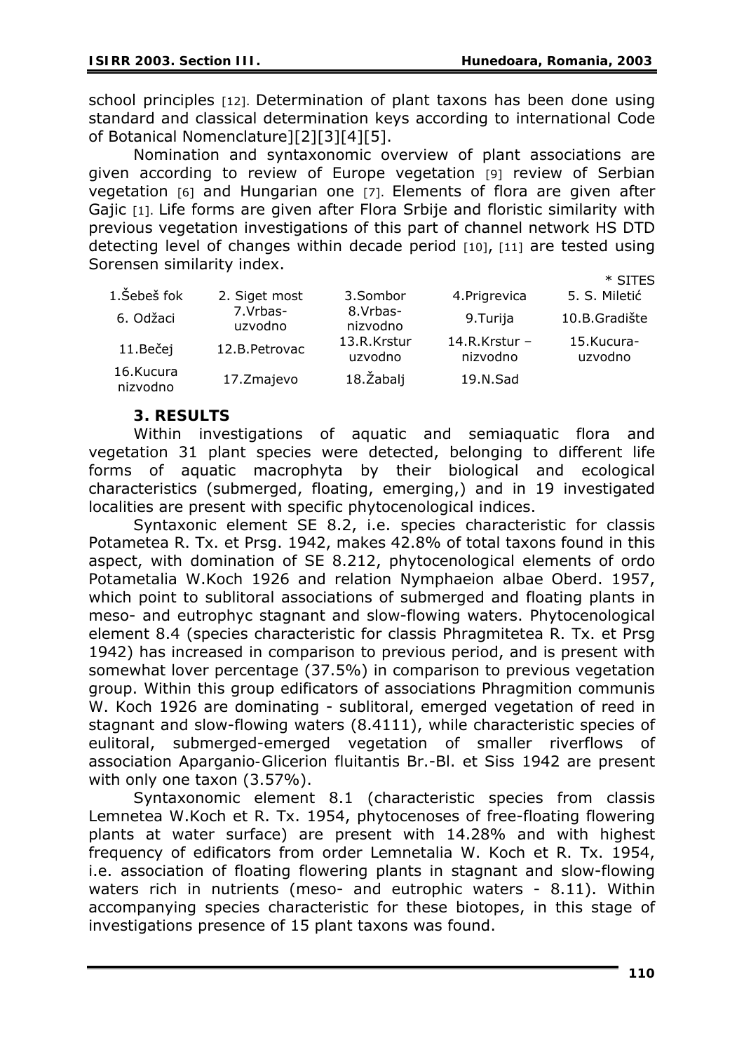school principles [12]. Determination of plant taxons has been done using standard and classical determination keys according to international Code of Botanical Nomenclature][2][3][4][5].

Nomination and syntaxonomic overview of plant associations are given according to review of Europe vegetation [9] review of Serbian vegetation [6] and Hungarian one [7]. Elements of flora are given after Gajic [1]. Life forms are given after Flora Srbije and floristic similarity with previous vegetation investigations of this part of channel network HS DTD detecting level of changes within decade period [10], [11] are tested using Sorensen similarity index.

\* SITES

| | | | | |
|---|---|---|---|---|
| 1.Šebeš fok | 2. Siget most | 3.Sombor | 4.Prigrevica | 5. S. Miletić |
| 6. Odžaci | 7.Vrbas-uzvodno | 8.Vrbas-nizvodno | 9.Turija | 10.B.Gradište |
| 11.Bečej | 12.B.Petrovac | 13.R.Krstur uzvodno | 14.R.Krstur – nizvodno | 15.Kucura-uzvodno |
| 16.Kucura nizvodno | 17.Zmajevo | 18.Žabalj | 19.N.Sad | |

## 3. RESULTS

Within investigations of aquatic and semiaquatic flora and vegetation 31 plant species were detected, belonging to different life forms of aquatic macrophyta by their biological and ecological characteristics (submerged, floating, emerging,) and in 19 investigated localities are present with specific phytocenological indices.

Syntaxonic element SE 8.2, i.e. species characteristic for classis Potametea R. Tx. et Prsg. 1942, makes 42.8% of total taxons found in this aspect, with domination of SE 8.212, phytocenological elements of ordo Potametalia W.Koch 1926 and relation Nymphaeion albae Oberd. 1957, which point to sublitoral associations of submerged and floating plants in meso- and eutrophyc stagnant and slow-flowing waters. Phytocenological element 8.4 (species characteristic for classis Phragmitetea R. Tx. et Prsg 1942) has increased in comparison to previous period, and is present with somewhat lover percentage (37.5%) in comparison to previous vegetation group. Within this group edificators of associations Phragmition communis W. Koch 1926 are dominating - sublitoral, emerged vegetation of reed in stagnant and slow-flowing waters (8.4111), while characteristic species of eulitoral, submerged-emerged vegetation of smaller riverflows of association Aparganio-Glicerion fluitantis Br.-Bl. et Siss 1942 are present with only one taxon (3.57%).

Syntaxonomic element 8.1 (characteristic species from classis Lemnetea W.Koch et R. Tx. 1954, phytocenoses of free-floating flowering plants at water surface) are present with 14.28% and with highest frequency of edificators from order Lemnetalia W. Koch et R. Tx. 1954, i.e. association of floating flowering plants in stagnant and slow-flowing waters rich in nutrients (meso- and eutrophic waters - 8.11). Within accompanying species characteristic for these biotopes, in this stage of investigations presence of 15 plant taxons was found.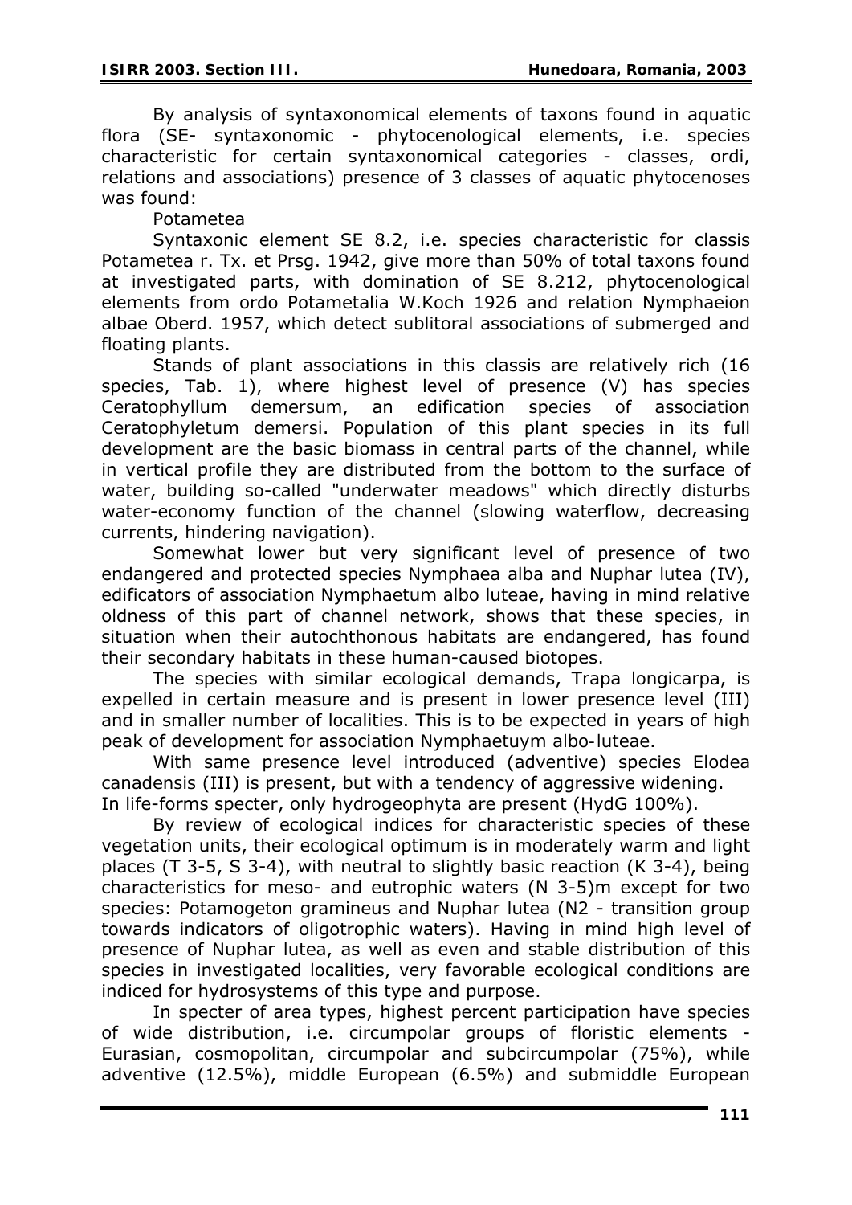By analysis of syntaxonomical elements of taxons found in aquatic flora (SE- syntaxonomic - phytocenological elements, i.e. species characteristic for certain syntaxonomical categories - classes, ordi, relations and associations) presence of 3 classes of aquatic phytocenoses was found:

Potametea

Syntaxonic element SE 8.2, i.e. species characteristic for classis Potametea r. Tx. et Prsg. 1942, give more than 50% of total taxons found at investigated parts, with domination of SE 8.212, phytocenological elements from ordo Potametalia W.Koch 1926 and relation Nymphaeion albae Oberd. 1957, which detect sublitoral associations of submerged and floating plants.

Stands of plant associations in this classis are relatively rich (16 species, Tab. 1), where highest level of presence (V) has species Ceratophyllum demersum, an edification species of association Ceratophyletum demersi. Population of this plant species in its full development are the basic biomass in central parts of the channel, while in vertical profile they are distributed from the bottom to the surface of water, building so-called "underwater meadows" which directly disturbs water-economy function of the channel (slowing waterflow, decreasing currents, hindering navigation).

Somewhat lower but very significant level of presence of two endangered and protected species Nymphaea alba and Nuphar lutea (IV), edificators of association Nymphaetum albo luteae, having in mind relative oldness of this part of channel network, shows that these species, in situation when their autochthonous habitats are endangered, has found their secondary habitats in these human-caused biotopes.

The species with similar ecological demands, Trapa longicarpa, is expelled in certain measure and is present in lower presence level (III) and in smaller number of localities. This is to be expected in years of high peak of development for association Nymphaetuym albo-luteae.

With same presence level introduced (adventive) species Elodea canadensis (III) is present, but with a tendency of aggressive widening. In life-forms specter, only hydrogeophyta are present (HydG 100%).

By review of ecological indices for characteristic species of these vegetation units, their ecological optimum is in moderately warm and light places (T 3-5, S 3-4), with neutral to slightly basic reaction (K 3-4), being characteristics for meso- and eutrophic waters (N 3-5)m except for two species: Potamogeton gramineus and Nuphar lutea (N2 - transition group towards indicators of oligotrophic waters). Having in mind high level of presence of Nuphar lutea, as well as even and stable distribution of this species in investigated localities, very favorable ecological conditions are indiced for hydrosystems of this type and purpose.

In specter of area types, highest percent participation have species of wide distribution, i.e. circumpolar groups of floristic elements - Eurasian, cosmopolitan, circumpolar and subcircumpolar (75%), while adventive (12.5%), middle European (6.5%) and submiddle European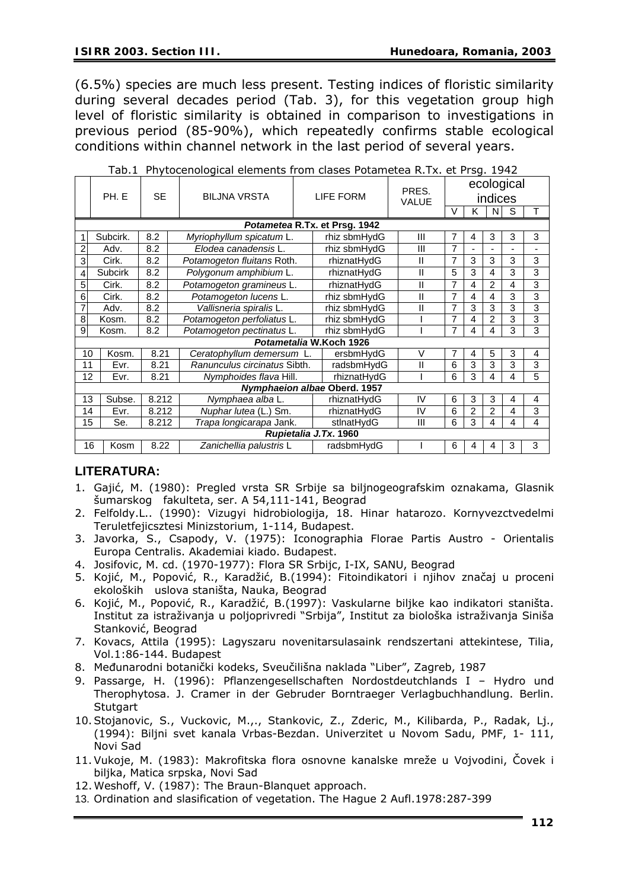(6.5%) species are much less present. Testing indices of floristic similarity during several decades period (Tab. 3), for this vegetation group high level of floristic similarity is obtained in comparison to investigations in previous period (85-90%), which repeatedly confirms stable ecological conditions within channel network in the last period of several years.

Tab.1 Phytocenological elements from clases Potametea R.Tx. et Prsg. 1942

| | PH. E | SE | BILJNA VRSTA | LIFE FORM | PRES. VALUE | ecological indices | | | | |
|---|---|---|---|---|---|---|---|---|---|---|
| | | | | | | V | K | N | S | T |
| | | | | ***Potametea* R.Tx. et Prsg. 1942** | | | | | | |
| 1 | Subcirk. | 8.2 | *Myriophyllum spicatum* L. | rhiz sbmHydG | III | 7 | 4 | 3 | 3 | 3 |
| 2 | Adv. | 8.2 | *Elodea canadensis* L. | rhiz sbmHydG | III | 7 | - | - | - | - |
| 3 | Cirk. | 8.2 | *Potamogeton fluitans* Roth. | rhiznatHydG | II | 7 | 3 | 3 | 3 | 3 |
| 4 | Subcirk | 8.2 | *Polygonum amphibium* L. | rhiznatHydG | II | 5 | 3 | 4 | 3 | 3 |
| 5 | Cirk. | 8.2 | *Potamogeton gramineus* L. | rhiznatHydG | II | 7 | 4 | 2 | 4 | 3 |
| 6 | Cirk. | 8.2 | *Potamogeton lucens* L. | rhiz sbmHydG | II | 7 | 4 | 4 | 3 | 3 |
| 7 | Adv. | 8.2 | *Vallisneria spiralis* L. | rhiz sbmHydG | II | 7 | 3 | 3 | 3 | 3 |
| 8 | Kosm. | 8.2 | *Potamogeton perfoliatus* L. | rhiz sbmHydG | I | 7 | 4 | 2 | 3 | 3 |
| 9 | Kosm. | 8.2 | *Potamogeton pectinatus* L. | rhiz sbmHydG | I | 7 | 4 | 4 | 3 | 3 |
| | | | | ***Potametalia* W.Koch 1926** | | | | | | |
| 10 | Kosm. | 8.21 | *Ceratophyllum demersum* L. | ersbmHydG | V | 7 | 4 | 5 | 3 | 4 |
| 11 | Evr. | 8.21 | *Ranunculus circinatus* Sibth. | radsbmHydG | II | 6 | 3 | 3 | 3 | 3 |
| 12 | Evr. | 8.21 | *Nymphoides flava* Hill. | rhiznatHydG | I | 6 | 3 | 4 | 4 | 5 |
| | | | | ***Nymphaeion albae* Oberd. 1957** | | | | | | |
| 13 | Subse. | 8.212 | *Nymphaea alba* L. | rhiznatHydG | IV | 6 | 3 | 3 | 4 | 4 |
| 14 | Evr. | 8.212 | *Nuphar lutea* (L.) Sm. | rhiznatHydG | IV | 6 | 2 | 2 | 4 | 3 |
| 15 | Se. | 8.212 | *Trapa longicarapa* Jank. | stlnatHydG | III | 6 | 3 | 4 | 4 | 4 |
| | | | | ***Rupietalia* J.Tx. 1960** | | | | | | |
| 16 | Kosm | 8.22 | *Zanichellia palustris* L | radsbmHydG | I | 6 | 4 | 4 | 3 | 3 |

## LITERATURA:

1. Gajić, M. (1980): Pregled vrsta SR Srbije sa biljnogeografskim oznakama, Glasnik šumarskog fakulteta, ser. A 54,111-141, Beograd
2. Felfoldy.L.. (1990): Vizugyi hidrobiologija, 18. Hinar hatarozo. Kornyvezctvedelmi Teruletfejicsztesi Minizstorium, 1-114, Budapest.
3. Javorka, S., Csapody, V. (1975): Iconographia Florae Partis Austro - Orientalis Europa Centralis. Akademiai kiado. Budapest.
4. Josifovic, M. cd. (1970-1977): Flora SR Srbijc, I-IX, SANU, Beograd
5. Kojić, M., Popović, R., Karadžić, B.(1994): Fitoindikatori i njihov značaj u proceni ekoloških uslova staništa, Nauka, Beograd
6. Kojić, M., Popović, R., Karadžić, B.(1997): Vaskularne biljke kao indikatori staništa. Institut za istraživanja u poljoprivredi "Srbija", Institut za biološka istraživanja Siniša Stanković, Beograd
7. Kovacs, Attila (1995): Lagyszaru novenitarsulasaink rendszertani attekintese, Tilia, Vol.1:86-144. Budapest
8. Međunarodni botanički kodeks, Sveučilišna naklada "Liber", Zagreb, 1987
9. Passarge, H. (1996): Pflanzengesellschaften Nordostdeutchlands I – Hydro und Therophytosa. J. Cramer in der Gebruder Borntraeger Verlagbuchhandlung. Berlin. Stutgart
10. Stojanovic, S., Vuckovic, M.,., Stankovic, Z., Zderic, M., Kilibarda, P., Radak, Lj., (1994): Biljni svet kanala Vrbas-Bezdan. Univerzitet u Novom Sadu, PMF, 1- 111, Novi Sad
11. Vukoje, M. (1983): Makrofitska flora osnovne kanalske mreže u Vojvodini, Čovek i biljka, Matica srpska, Novi Sad
12. Weshoff, V. (1987): The Braun-Blanquet approach.
13. Ordination and slasification of vegetation. The Hague 2 Aufl.1978:287-399